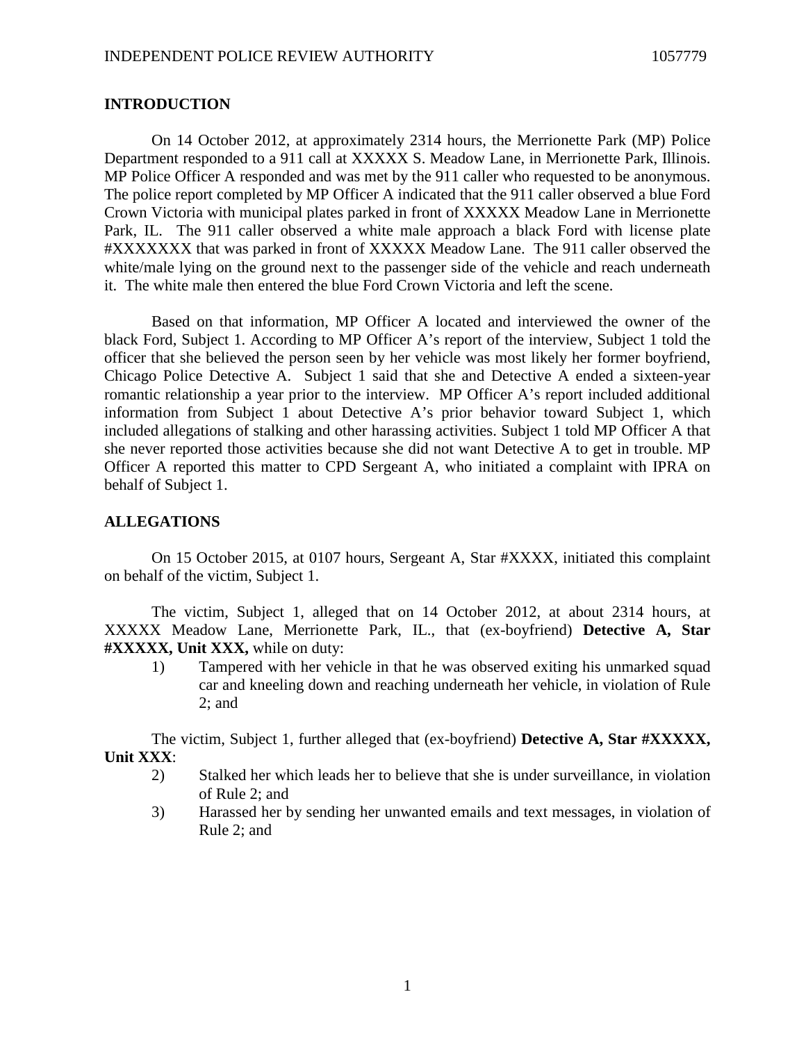## INTRODUCTION

On 14 October 2012, at approximately 2314 hours, the Merrionette Park (MP) Police Department responded to a 911 call at XXXXX S. Meadow Lane, in Merrionette Park, Illinois. MP Police Officer A responded and was met by the 911 caller who requested to be anonymous. The police report completed by MP Officer A indicated that the 911 caller observed a blue Ford Crown Victoria with municipal plates parked in front of XXXXX Meadow Lane in Merrionette Park, IL. The 911 caller observed a white male approach a black Ford with license plate #XXXXXXX that was parked in front of XXXXX Meadow Lane. The 911 caller observed the white/male lying on the ground next to the passenger side of the vehicle and reach underneath it. The white male then entered the blue Ford Crown Victoria and left the scene.

Based on that information, MP Officer A located and interviewed the owner of the black Ford, Subject 1. According to MP Officer A's report of the interview, Subject 1 told the officer that she believed the person seen by her vehicle was most likely her former boyfriend, Chicago Police Detective A. Subject 1 said that she and Detective A ended a sixteen-year romantic relationship a year prior to the interview. MP Officer A's report included additional information from Subject 1 about Detective A's prior behavior toward Subject 1, which included allegations of stalking and other harassing activities. Subject 1 told MP Officer A that she never reported those activities because she did not want Detective A to get in trouble. MP Officer A reported this matter to CPD Sergeant A, who initiated a complaint with IPRA on behalf of Subject 1.

## ALLEGATIONS

On 15 October 2015, at 0107 hours, Sergeant A, Star #XXXX, initiated this complaint on behalf of the victim, Subject 1.

The victim, Subject 1, alleged that on 14 October 2012, at about 2314 hours, at XXXXX Meadow Lane, Merrionette Park, IL., that (ex-boyfriend) **Detective A, Star #XXXXX, Unit XXX,** while on duty:

1) Tampered with her vehicle in that he was observed exiting his unmarked squad car and kneeling down and reaching underneath her vehicle, in violation of Rule 2; and

The victim, Subject 1, further alleged that (ex-boyfriend) **Detective A, Star #XXXXX, Unit XXX**:

2) Stalked her which leads her to believe that she is under surveillance, in violation of Rule 2; and
3) Harassed her by sending her unwanted emails and text messages, in violation of Rule 2; and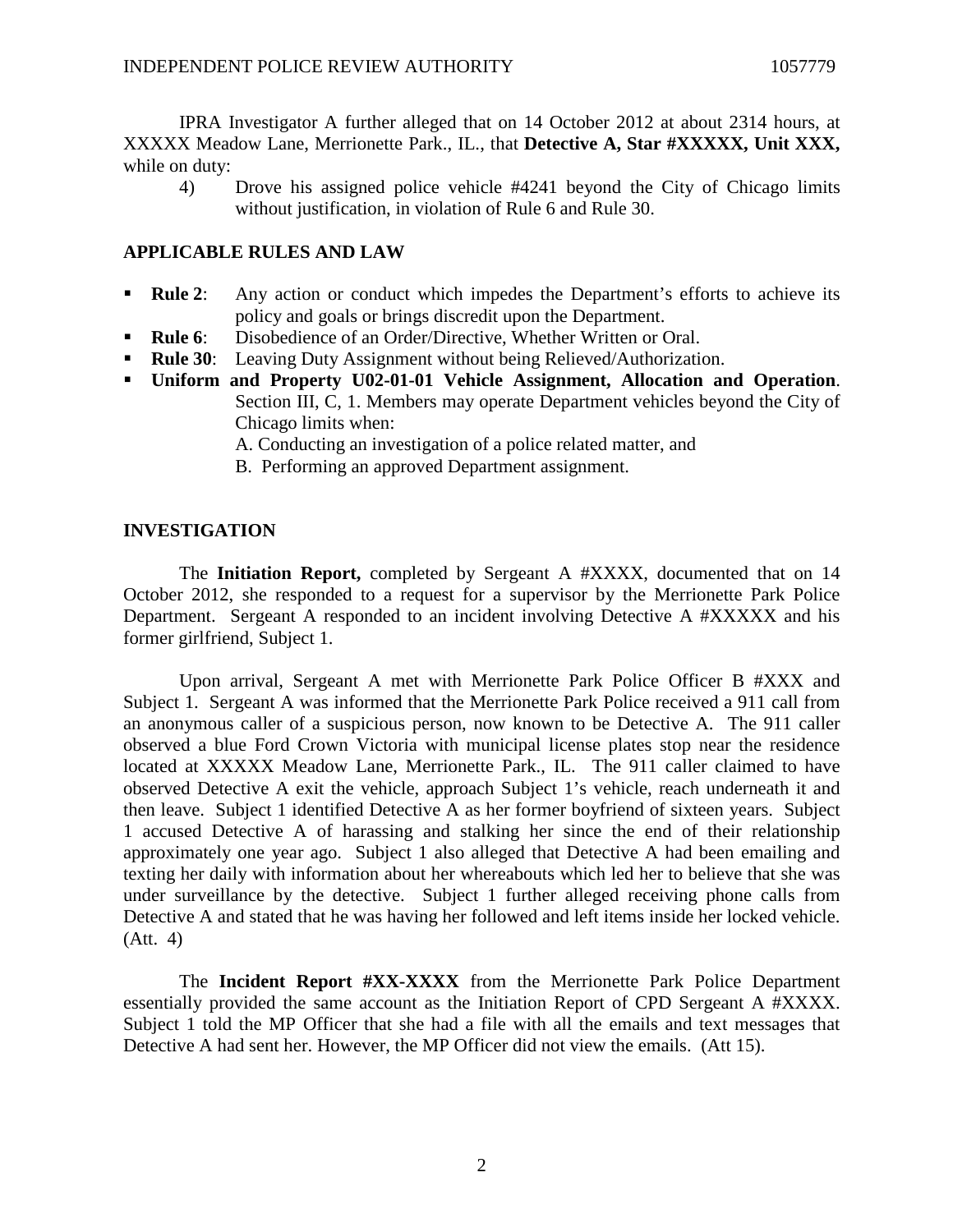IPRA Investigator A further alleged that on 14 October 2012 at about 2314 hours, at XXXXX Meadow Lane, Merrionette Park., IL., that **Detective A, Star #XXXXX, Unit XXX,** while on duty:

4) Drove his assigned police vehicle #4241 beyond the City of Chicago limits without justification, in violation of Rule 6 and Rule 30.

## APPLICABLE RULES AND LAW

- **Rule 2**: Any action or conduct which impedes the Department's efforts to achieve its policy and goals or brings discredit upon the Department.
- **Rule 6**: Disobedience of an Order/Directive, Whether Written or Oral.
- **Rule 30**: Leaving Duty Assignment without being Relieved/Authorization.
- **Uniform and Property U02-01-01 Vehicle Assignment, Allocation and Operation**. Section III, C, 1. Members may operate Department vehicles beyond the City of Chicago limits when:
  A. Conducting an investigation of a police related matter, and
  B. Performing an approved Department assignment.

## INVESTIGATION

The **Initiation Report,** completed by Sergeant A #XXXX, documented that on 14 October 2012, she responded to a request for a supervisor by the Merrionette Park Police Department. Sergeant A responded to an incident involving Detective A #XXXXX and his former girlfriend, Subject 1.

Upon arrival, Sergeant A met with Merrionette Park Police Officer B #XXX and Subject 1. Sergeant A was informed that the Merrionette Park Police received a 911 call from an anonymous caller of a suspicious person, now known to be Detective A. The 911 caller observed a blue Ford Crown Victoria with municipal license plates stop near the residence located at XXXXX Meadow Lane, Merrionette Park., IL. The 911 caller claimed to have observed Detective A exit the vehicle, approach Subject 1's vehicle, reach underneath it and then leave. Subject 1 identified Detective A as her former boyfriend of sixteen years. Subject 1 accused Detective A of harassing and stalking her since the end of their relationship approximately one year ago. Subject 1 also alleged that Detective A had been emailing and texting her daily with information about her whereabouts which led her to believe that she was under surveillance by the detective. Subject 1 further alleged receiving phone calls from Detective A and stated that he was having her followed and left items inside her locked vehicle. (Att. 4)

The **Incident Report #XX-XXXX** from the Merrionette Park Police Department essentially provided the same account as the Initiation Report of CPD Sergeant A #XXXX. Subject 1 told the MP Officer that she had a file with all the emails and text messages that Detective A had sent her. However, the MP Officer did not view the emails. (Att 15).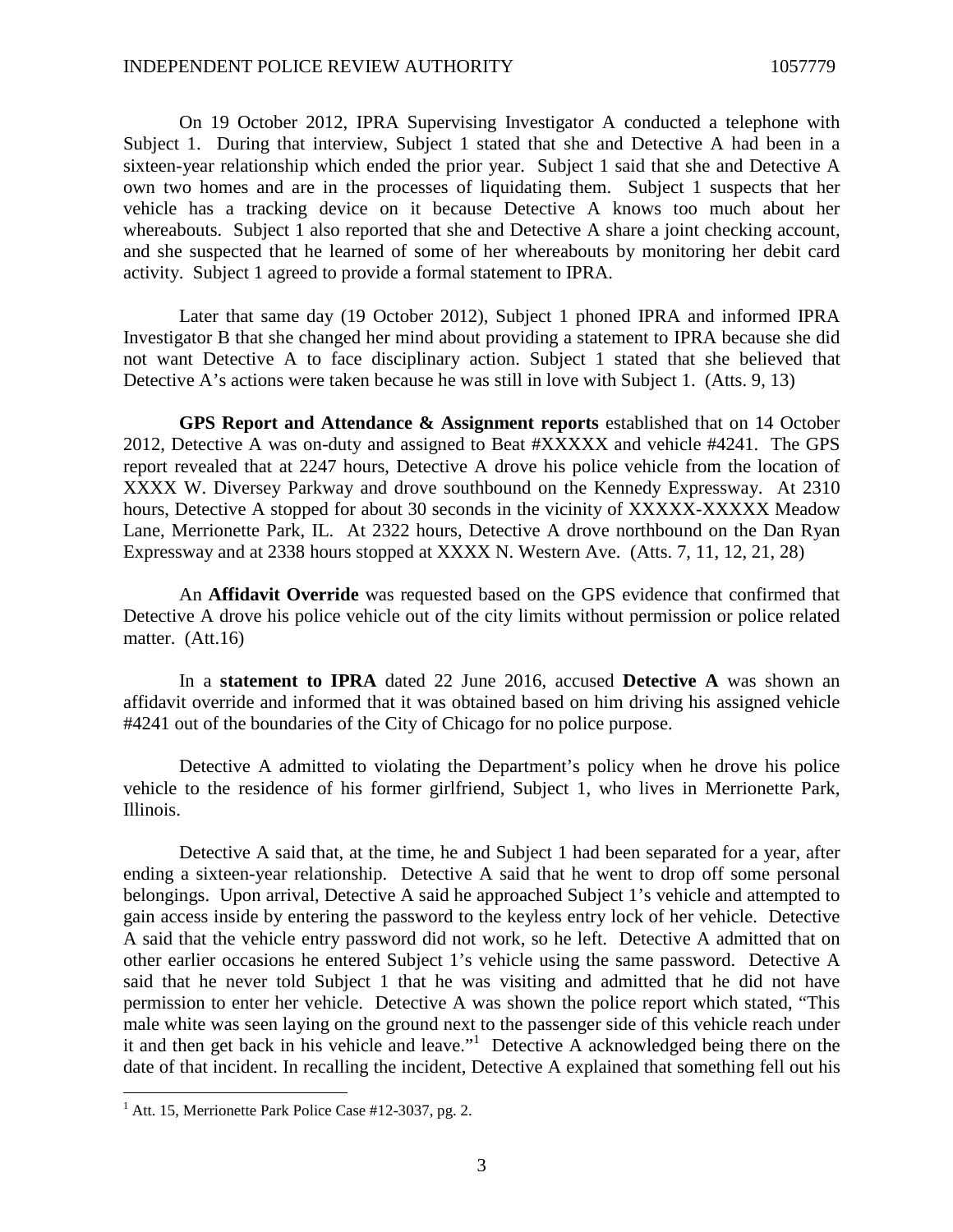On 19 October 2012, IPRA Supervising Investigator A conducted a telephone with Subject 1. During that interview, Subject 1 stated that she and Detective A had been in a sixteen-year relationship which ended the prior year. Subject 1 said that she and Detective A own two homes and are in the processes of liquidating them. Subject 1 suspects that her vehicle has a tracking device on it because Detective A knows too much about her whereabouts. Subject 1 also reported that she and Detective A share a joint checking account, and she suspected that he learned of some of her whereabouts by monitoring her debit card activity. Subject 1 agreed to provide a formal statement to IPRA.

Later that same day (19 October 2012), Subject 1 phoned IPRA and informed IPRA Investigator B that she changed her mind about providing a statement to IPRA because she did not want Detective A to face disciplinary action. Subject 1 stated that she believed that Detective A's actions were taken because he was still in love with Subject 1. (Atts. 9, 13)

**GPS Report and Attendance & Assignment reports** established that on 14 October 2012, Detective A was on-duty and assigned to Beat #XXXXX and vehicle #4241. The GPS report revealed that at 2247 hours, Detective A drove his police vehicle from the location of XXXX W. Diversey Parkway and drove southbound on the Kennedy Expressway. At 2310 hours, Detective A stopped for about 30 seconds in the vicinity of XXXXX-XXXXX Meadow Lane, Merrionette Park, IL. At 2322 hours, Detective A drove northbound on the Dan Ryan Expressway and at 2338 hours stopped at XXXX N. Western Ave. (Atts. 7, 11, 12, 21, 28)

An **Affidavit Override** was requested based on the GPS evidence that confirmed that Detective A drove his police vehicle out of the city limits without permission or police related matter. (Att.16)

In a **statement to IPRA** dated 22 June 2016, accused **Detective A** was shown an affidavit override and informed that it was obtained based on him driving his assigned vehicle #4241 out of the boundaries of the City of Chicago for no police purpose.

Detective A admitted to violating the Department's policy when he drove his police vehicle to the residence of his former girlfriend, Subject 1, who lives in Merrionette Park, Illinois.

Detective A said that, at the time, he and Subject 1 had been separated for a year, after ending a sixteen-year relationship. Detective A said that he went to drop off some personal belongings. Upon arrival, Detective A said he approached Subject 1's vehicle and attempted to gain access inside by entering the password to the keyless entry lock of her vehicle. Detective A said that the vehicle entry password did not work, so he left. Detective A admitted that on other earlier occasions he entered Subject 1's vehicle using the same password. Detective A said that he never told Subject 1 that he was visiting and admitted that he did not have permission to enter her vehicle. Detective A was shown the police report which stated, "This male white was seen laying on the ground next to the passenger side of this vehicle reach under it and then get back in his vehicle and leave."[1] Detective A acknowledged being there on the date of that incident. In recalling the incident, Detective A explained that something fell out his

[1] Att. 15, Merrionette Park Police Case #12-3037, pg. 2.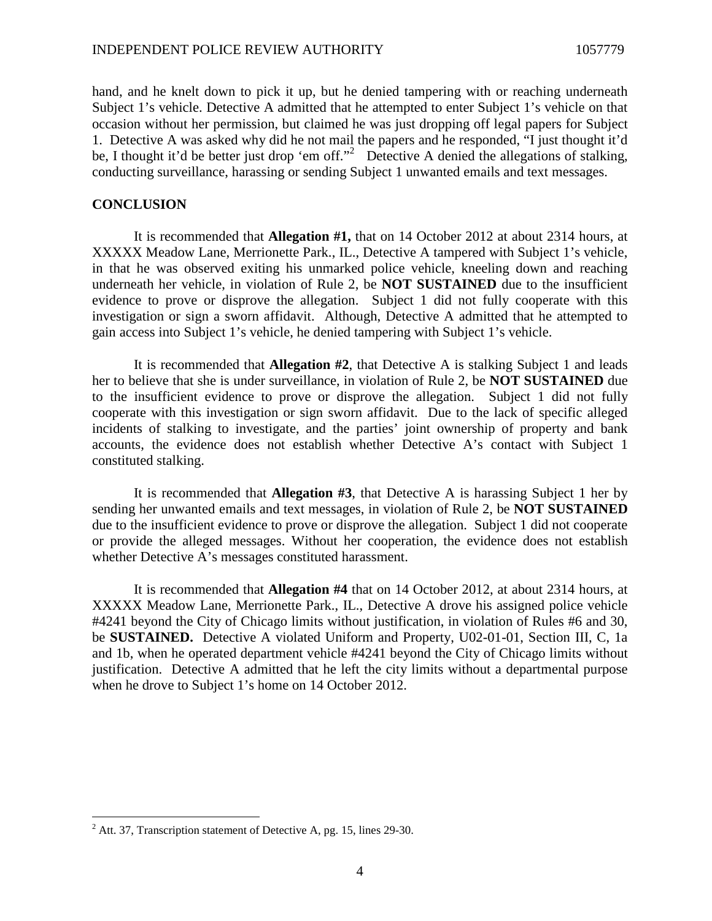hand, and he knelt down to pick it up, but he denied tampering with or reaching underneath Subject 1's vehicle. Detective A admitted that he attempted to enter Subject 1's vehicle on that occasion without her permission, but claimed he was just dropping off legal papers for Subject 1. Detective A was asked why did he not mail the papers and he responded, "I just thought it'd be, I thought it'd be better just drop 'em off."[2] Detective A denied the allegations of stalking, conducting surveillance, harassing or sending Subject 1 unwanted emails and text messages.

## CONCLUSION

It is recommended that **Allegation #1,** that on 14 October 2012 at about 2314 hours, at XXXXX Meadow Lane, Merrionette Park., IL., Detective A tampered with Subject 1's vehicle, in that he was observed exiting his unmarked police vehicle, kneeling down and reaching underneath her vehicle, in violation of Rule 2, be **NOT SUSTAINED** due to the insufficient evidence to prove or disprove the allegation. Subject 1 did not fully cooperate with this investigation or sign a sworn affidavit. Although, Detective A admitted that he attempted to gain access into Subject 1's vehicle, he denied tampering with Subject 1's vehicle.

It is recommended that **Allegation #2**, that Detective A is stalking Subject 1 and leads her to believe that she is under surveillance, in violation of Rule 2, be **NOT SUSTAINED** due to the insufficient evidence to prove or disprove the allegation. Subject 1 did not fully cooperate with this investigation or sign sworn affidavit. Due to the lack of specific alleged incidents of stalking to investigate, and the parties' joint ownership of property and bank accounts, the evidence does not establish whether Detective A's contact with Subject 1 constituted stalking.

It is recommended that **Allegation #3**, that Detective A is harassing Subject 1 her by sending her unwanted emails and text messages, in violation of Rule 2, be **NOT SUSTAINED** due to the insufficient evidence to prove or disprove the allegation. Subject 1 did not cooperate or provide the alleged messages. Without her cooperation, the evidence does not establish whether Detective A's messages constituted harassment.

It is recommended that **Allegation #4** that on 14 October 2012, at about 2314 hours, at XXXXX Meadow Lane, Merrionette Park., IL., Detective A drove his assigned police vehicle #4241 beyond the City of Chicago limits without justification, in violation of Rules #6 and 30, be **SUSTAINED.** Detective A violated Uniform and Property, U02-01-01, Section III, C, 1a and 1b, when he operated department vehicle #4241 beyond the City of Chicago limits without justification. Detective A admitted that he left the city limits without a departmental purpose when he drove to Subject 1's home on 14 October 2012.

[2] Att. 37, Transcription statement of Detective A, pg. 15, lines 29-30.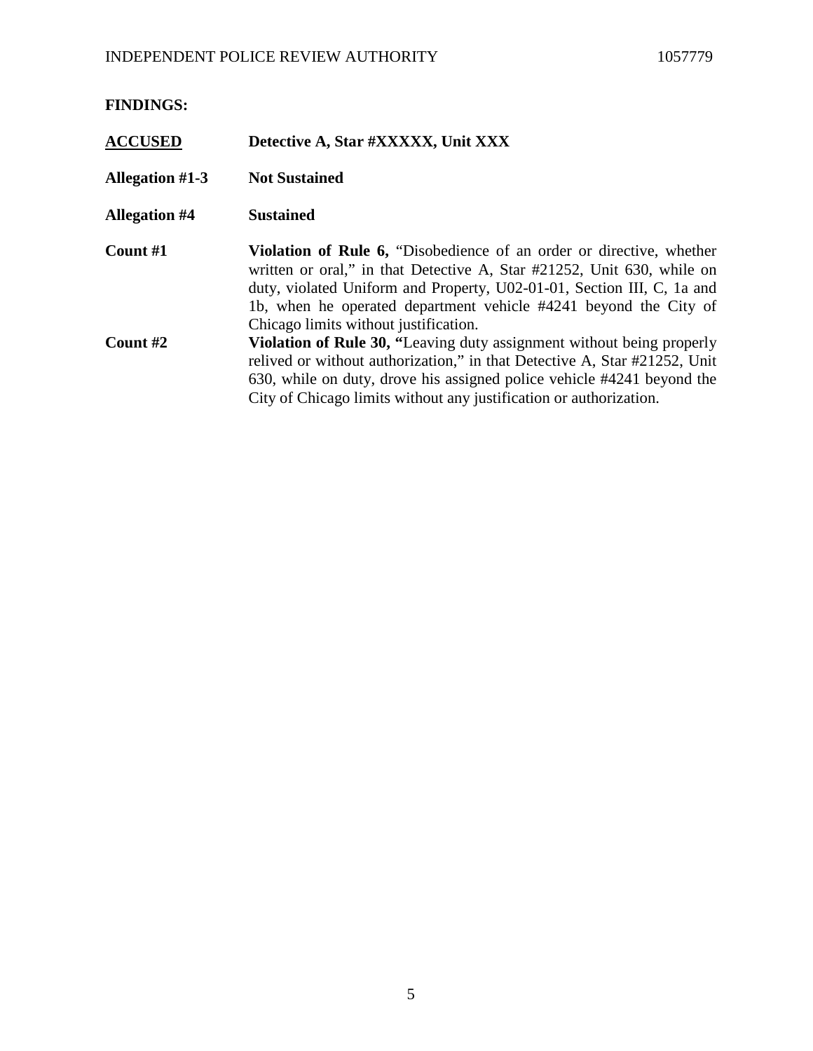**FINDINGS:**

| | |
|---|---|
| <u>**ACCUSED**</u> | **Detective A, Star #XXXXX, Unit XXX** |
| **Allegation #1-3** | **Not Sustained** |
| **Allegation #4** | **Sustained** |
| **Count #1** | **Violation of Rule 6,** "Disobedience of an order or directive, whether written or oral," in that Detective A, Star #21252, Unit 630, while on duty, violated Uniform and Property, U02-01-01, Section III, C, 1a and 1b, when he operated department vehicle #4241 beyond the City of Chicago limits without justification. |
| **Count #2** | **Violation of Rule 30, "**Leaving duty assignment without being properly relived or without authorization," in that Detective A, Star #21252, Unit 630, while on duty, drove his assigned police vehicle #4241 beyond the City of Chicago limits without any justification or authorization. |